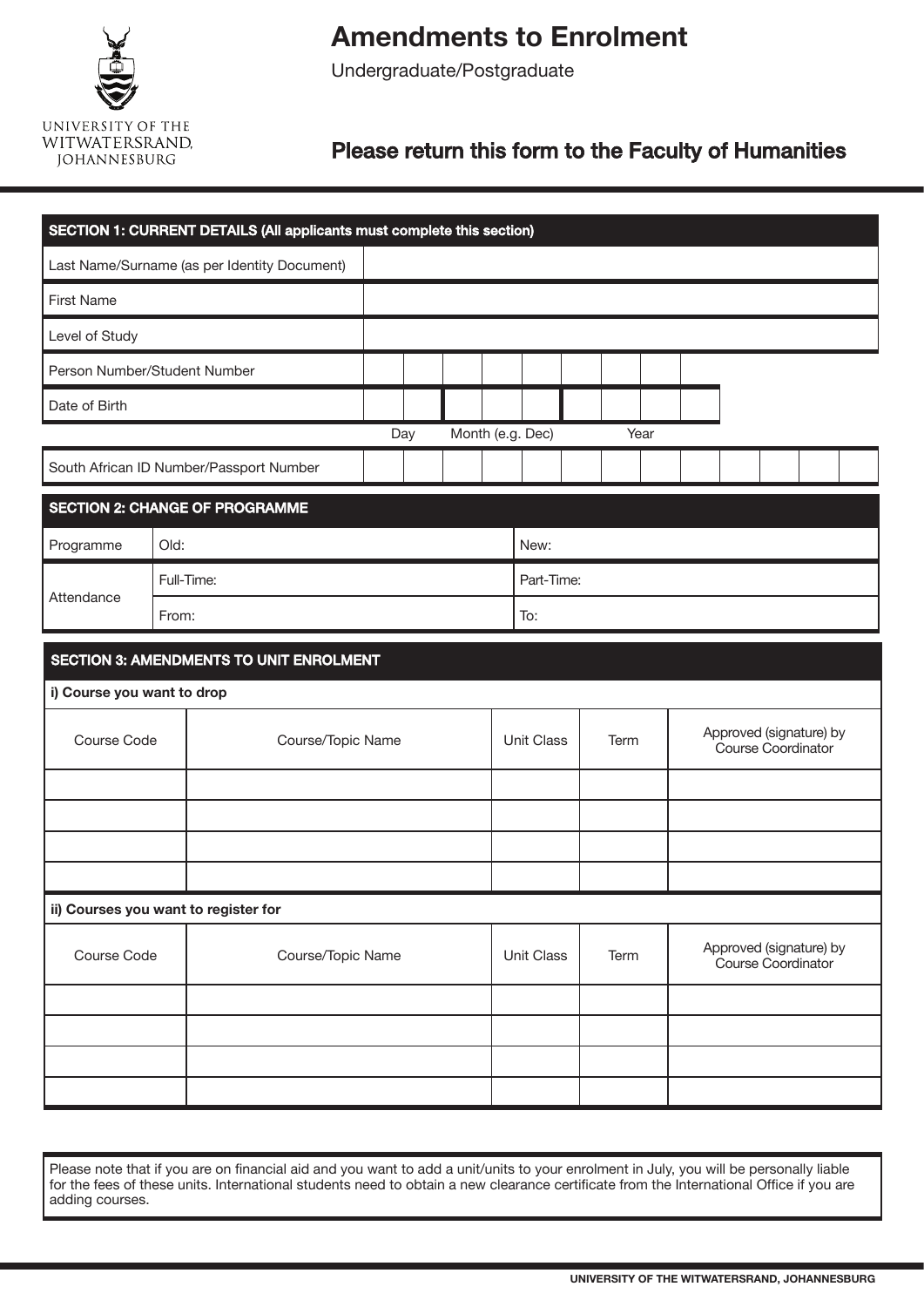UNIVERSITY OF THE WITWATERSRAND, JOHANNESBURG

# Amendments to Enrolment

Undergraduate/Postgraduate

## Please return this form to the Faculty of Humanities

| SECTION 1: CURRENT DETAILS (All applicants must complete this section) | |
|---|---|
| Last Name/Surname (as per Identity Document) | |
| First Name | |
| Level of Study | |
| Person Number/Student Number | |
| Date of Birth | Day / Month (e.g. Dec) / Year |
| South African ID Number/Passport Number | |

| SECTION 2: CHANGE OF PROGRAMME | | |
|---|---|---|
| Programme | Old: | New: |
| Attendance | Full-Time: | Part-Time: |
| | From: | To: |

**SECTION 3: AMENDMENTS TO UNIT ENROLMENT**

**i) Course you want to drop**

| Course Code | Course/Topic Name | Unit Class | Term | Approved (signature) by Course Coordinator |
|---|---|---|---|---|
| | | | | |
| | | | | |
| | | | | |
| | | | | |

**ii) Courses you want to register for**

| Course Code | Course/Topic Name | Unit Class | Term | Approved (signature) by Course Coordinator |
|---|---|---|---|---|
| | | | | |
| | | | | |
| | | | | |
| | | | | |

Please note that if you are on financial aid and you want to add a unit/units to your enrolment in July, you will be personally liable for the fees of these units. International students need to obtain a new clearance certificate from the International Office if you are adding courses.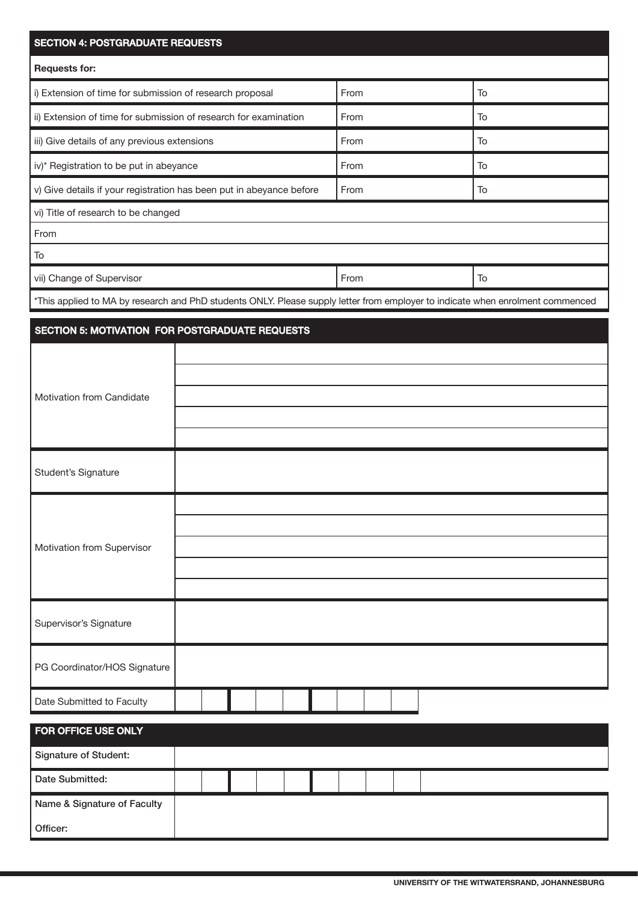## SECTION 4: POSTGRADUATE REQUESTS

| **Requests for:** | | |
|---|---|---|
| i) Extension of time for submission of research proposal | From | To |
| ii) Extension of time for submission of research for examination | From | To |
| iii) Give details of any previous extensions | From | To |
| iv)* Registration to be put in abeyance | From | To |
| v) Give details if your registration has been put in abeyance before | From | To |
| vi) Title of research to be changed | | |
| From | | |
| To | | |
| vii) Change of Supervisor | From | To |

*This applied to MA by research and PhD students ONLY. Please supply letter from employer to indicate when enrolment commenced

## SECTION 5: MOTIVATION FOR POSTGRADUATE REQUESTS

| | |
|---|---|
| Motivation from Candidate | |
| Student's Signature | |
| Motivation from Supervisor | |
| Supervisor's Signature | |
| PG Coordinator/HOS Signature | |
| Date Submitted to Faculty | |

## FOR OFFICE USE ONLY

| | |
|---|---|
| **Signature of Student:** | |
| **Date Submitted:** | |
| **Name & Signature of Faculty Officer:** | |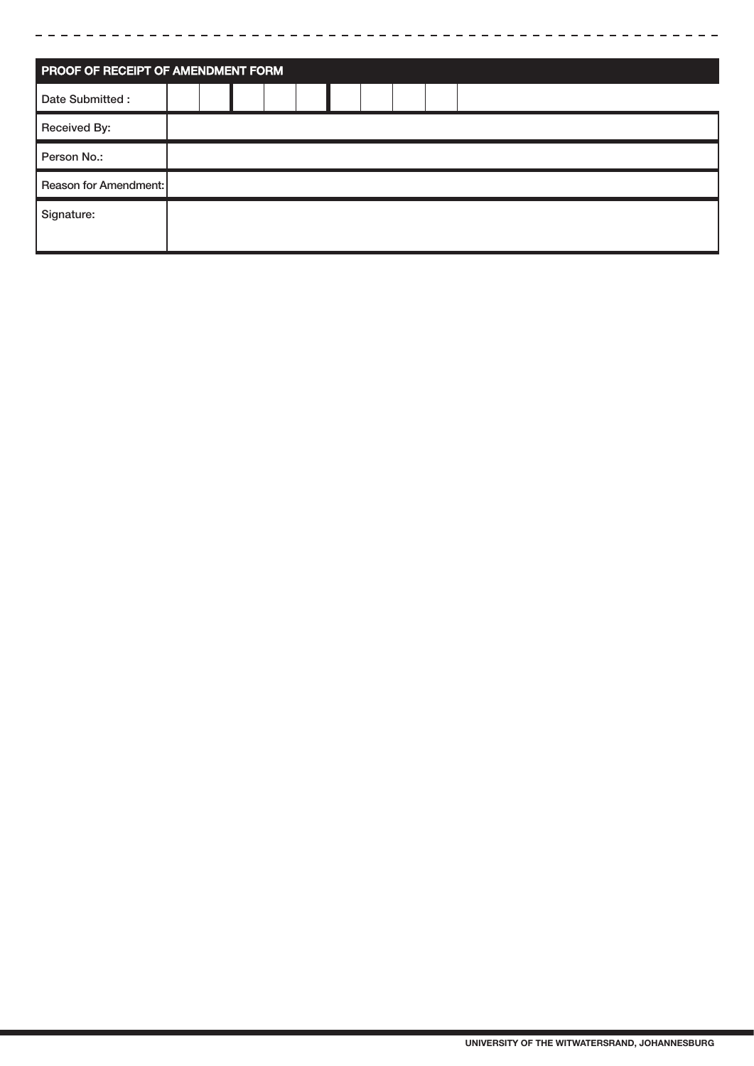## PROOF OF RECEIPT OF AMENDMENT FORM

| | |
|---|---|
| Date Submitted : | |
| Received By: | |
| Person No.: | |
| Reason for Amendment: | |
| Signature: | |